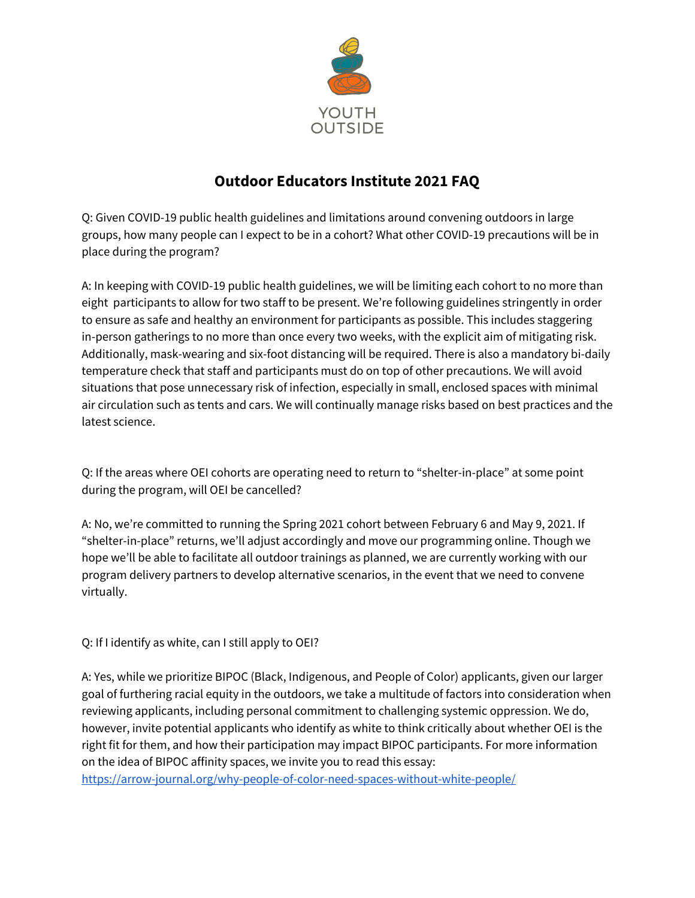YOUTH OUTSIDE

# Outdoor Educators Institute 2021 FAQ

Q: Given COVID-19 public health guidelines and limitations around convening outdoors in large groups, how many people can I expect to be in a cohort? What other COVID-19 precautions will be in place during the program?

A: In keeping with COVID-19 public health guidelines, we will be limiting each cohort to no more than eight participants to allow for two staff to be present. We're following guidelines stringently in order to ensure as safe and healthy an environment for participants as possible. This includes staggering in-person gatherings to no more than once every two weeks, with the explicit aim of mitigating risk. Additionally, mask-wearing and six-foot distancing will be required. There is also a mandatory bi-daily temperature check that staff and participants must do on top of other precautions. We will avoid situations that pose unnecessary risk of infection, especially in small, enclosed spaces with minimal air circulation such as tents and cars. We will continually manage risks based on best practices and the latest science.

Q: If the areas where OEI cohorts are operating need to return to "shelter-in-place" at some point during the program, will OEI be cancelled?

A: No, we're committed to running the Spring 2021 cohort between February 6 and May 9, 2021. If "shelter-in-place" returns, we'll adjust accordingly and move our programming online. Though we hope we'll be able to facilitate all outdoor trainings as planned, we are currently working with our program delivery partners to develop alternative scenarios, in the event that we need to convene virtually.

Q: If I identify as white, can I still apply to OEI?

A: Yes, while we prioritize BIPOC (Black, Indigenous, and People of Color) applicants, given our larger goal of furthering racial equity in the outdoors, we take a multitude of factors into consideration when reviewing applicants, including personal commitment to challenging systemic oppression. We do, however, invite potential applicants who identify as white to think critically about whether OEI is the right fit for them, and how their participation may impact BIPOC participants. For more information on the idea of BIPOC affinity spaces, we invite you to read this essay: [https://arrow-journal.org/why-people-of-color-need-spaces-without-white-people/](https://arrow-journal.org/why-people-of-color-need-spaces-without-white-people/)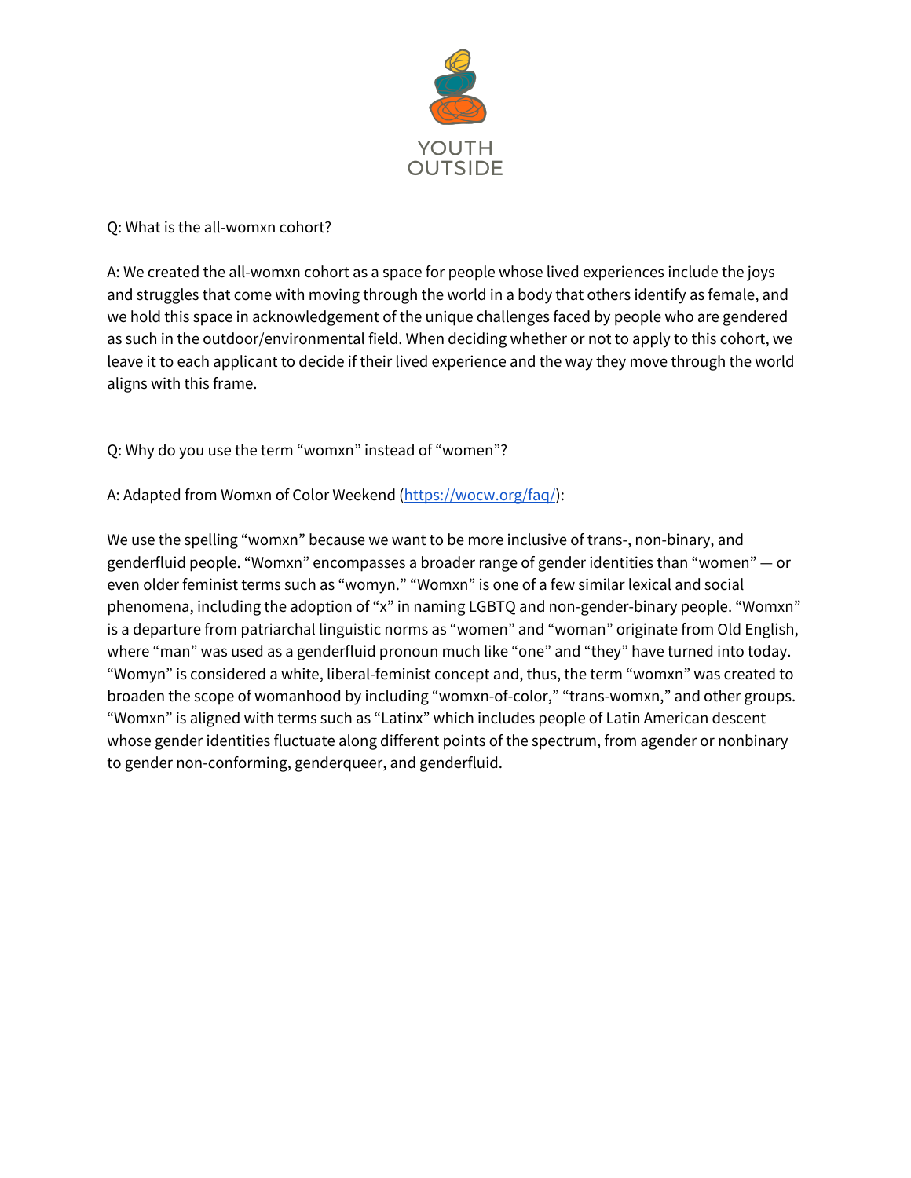YOUTH OUTSIDE

Q: What is the all-womxn cohort?

A: We created the all-womxn cohort as a space for people whose lived experiences include the joys and struggles that come with moving through the world in a body that others identify as female, and we hold this space in acknowledgement of the unique challenges faced by people who are gendered as such in the outdoor/environmental field. When deciding whether or not to apply to this cohort, we leave it to each applicant to decide if their lived experience and the way they move through the world aligns with this frame.

Q: Why do you use the term "womxn" instead of "women"?

A: Adapted from Womxn of Color Weekend (https://wocw.org/faq/):

We use the spelling "womxn" because we want to be more inclusive of trans-, non-binary, and genderfluid people. "Womxn" encompasses a broader range of gender identities than "women" — or even older feminist terms such as "womyn." "Womxn" is one of a few similar lexical and social phenomena, including the adoption of "x" in naming LGBTQ and non-gender-binary people. "Womxn" is a departure from patriarchal linguistic norms as "women" and "woman" originate from Old English, where "man" was used as a genderfluid pronoun much like "one" and "they" have turned into today. "Womyn" is considered a white, liberal-feminist concept and, thus, the term "womxn" was created to broaden the scope of womanhood by including "womxn-of-color," "trans-womxn," and other groups. "Womxn" is aligned with terms such as "Latinx" which includes people of Latin American descent whose gender identities fluctuate along different points of the spectrum, from agender or nonbinary to gender non-conforming, genderqueer, and genderfluid.